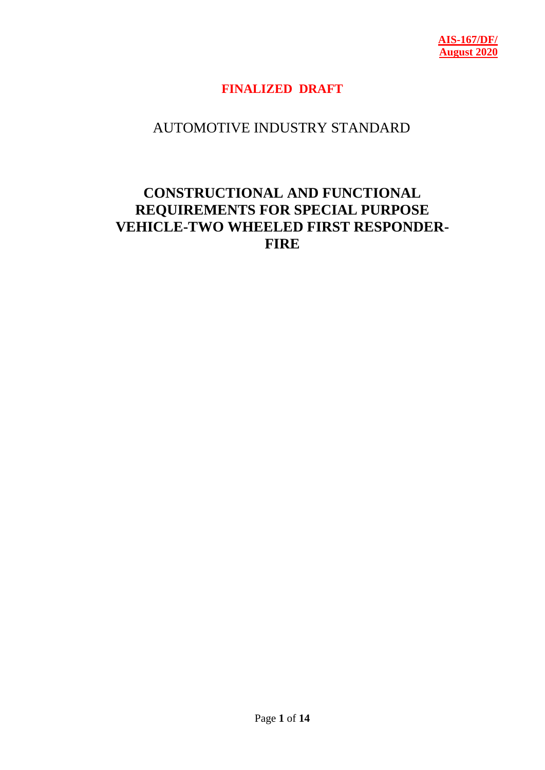**AIS-167/DF/**
**August 2020**

**FINALIZED DRAFT**

AUTOMOTIVE INDUSTRY STANDARD

# CONSTRUCTIONAL AND FUNCTIONAL REQUIREMENTS FOR SPECIAL PURPOSE VEHICLE-TWO WHEELED FIRST RESPONDER-FIRE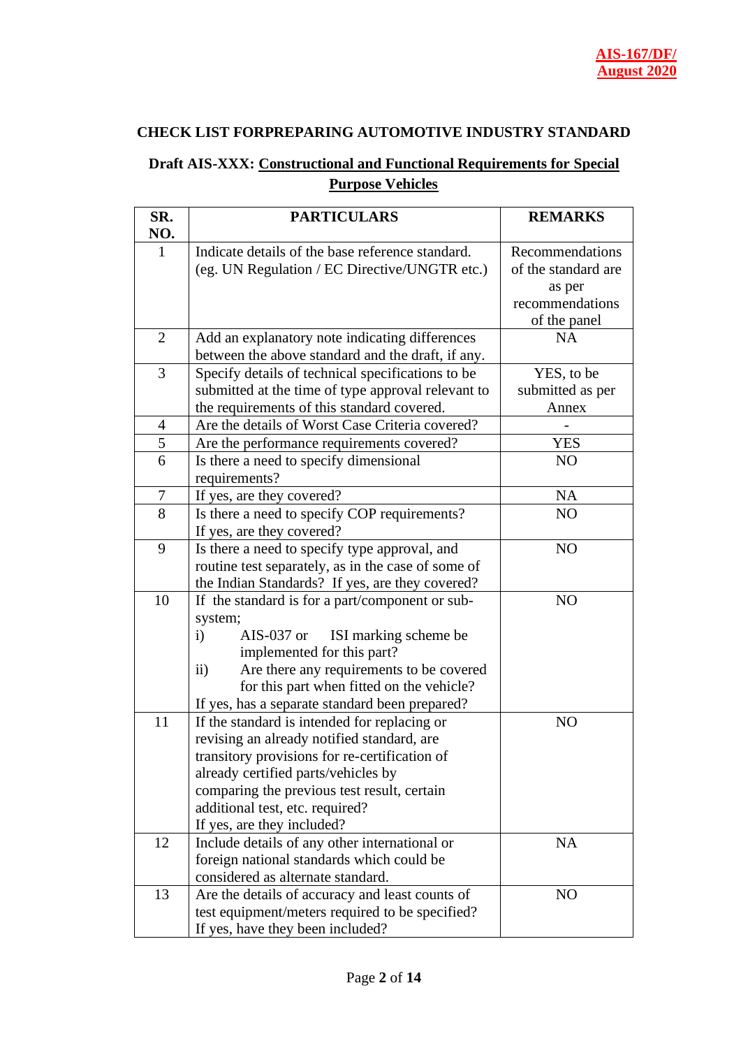## CHECK LIST FORPREPARING AUTOMOTIVE INDUSTRY STANDARD

### Draft AIS-XXX: Constructional and Functional Requirements for Special Purpose Vehicles

| SR. NO. | PARTICULARS | REMARKS |
|---|---|---|
| 1 | Indicate details of the base reference standard. (eg. UN Regulation / EC Directive/UNGTR etc.) | Recommendations of the standard are as per recommendations of the panel |
| 2 | Add an explanatory note indicating differences between the above standard and the draft, if any. | NA |
| 3 | Specify details of technical specifications to be submitted at the time of type approval relevant to the requirements of this standard covered. | YES, to be submitted as per Annex |
| 4 | Are the details of Worst Case Criteria covered? | - |
| 5 | Are the performance requirements covered? | YES |
| 6 | Is there a need to specify dimensional requirements? | NO |
| 7 | If yes, are they covered? | NA |
| 8 | Is there a need to specify COP requirements? If yes, are they covered? | NO |
| 9 | Is there a need to specify type approval, and routine test separately, as in the case of some of the Indian Standards? If yes, are they covered? | NO |
| 10 | If the standard is for a part/component or sub-system;<br>i) AIS-037 or ISI marking scheme be implemented for this part?<br>ii) Are there any requirements to be covered for this part when fitted on the vehicle?<br>If yes, has a separate standard been prepared? | NO |
| 11 | If the standard is intended for replacing or revising an already notified standard, are transitory provisions for re-certification of already certified parts/vehicles by comparing the previous test result, certain additional test, etc. required?<br>If yes, are they included? | NO |
| 12 | Include details of any other international or foreign national standards which could be considered as alternate standard. | NA |
| 13 | Are the details of accuracy and least counts of test equipment/meters required to be specified? If yes, have they been included? | NO |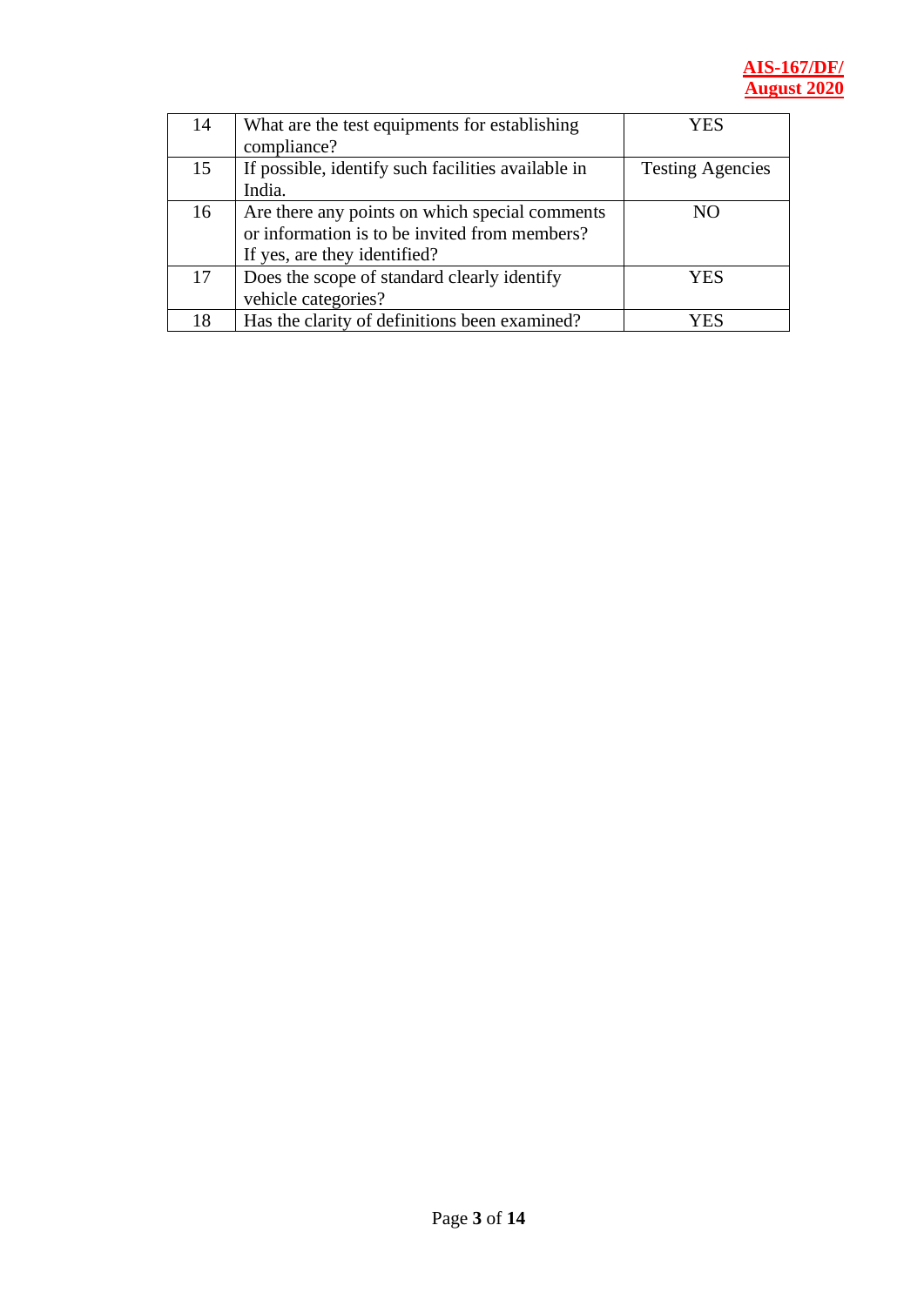| 14 | What are the test equipments for establishing compliance? | YES |
|---|---|---|
| 15 | If possible, identify such facilities available in India. | Testing Agencies |
| 16 | Are there any points on which special comments or information is to be invited from members? If yes, are they identified? | NO |
| 17 | Does the scope of standard clearly identify vehicle categories? | YES |
| 18 | Has the clarity of definitions been examined? | YES |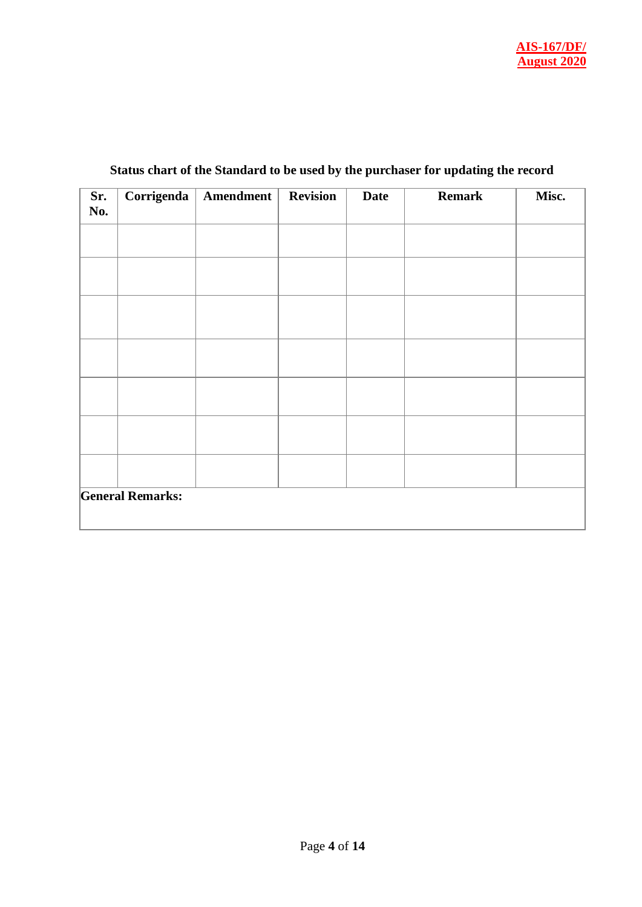**Status chart of the Standard to be used by the purchaser for updating the record**

| Sr. No. | Corrigenda | Amendment | Revision | Date | Remark | Misc. |
|---|---|---|---|---|---|---|
| | | | | | | |
| | | | | | | |
| | | | | | | |
| | | | | | | |
| | | | | | | |
| | | | | | | |
| | | | | | | |
| **General Remarks:** | | | | | | |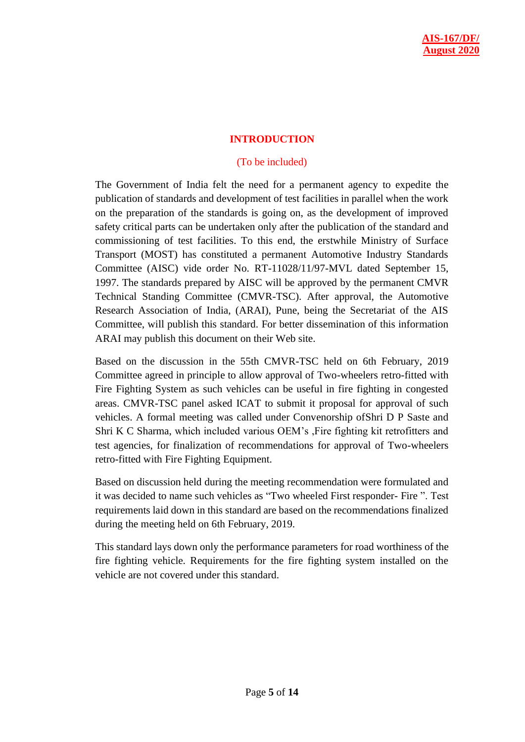## INTRODUCTION

(To be included)

The Government of India felt the need for a permanent agency to expedite the publication of standards and development of test facilities in parallel when the work on the preparation of the standards is going on, as the development of improved safety critical parts can be undertaken only after the publication of the standard and commissioning of test facilities. To this end, the erstwhile Ministry of Surface Transport (MOST) has constituted a permanent Automotive Industry Standards Committee (AISC) vide order No. RT-11028/11/97-MVL dated September 15, 1997. The standards prepared by AISC will be approved by the permanent CMVR Technical Standing Committee (CMVR-TSC). After approval, the Automotive Research Association of India, (ARAI), Pune, being the Secretariat of the AIS Committee, will publish this standard. For better dissemination of this information ARAI may publish this document on their Web site.

Based on the discussion in the 55th CMVR-TSC held on 6th February, 2019 Committee agreed in principle to allow approval of Two-wheelers retro-fitted with Fire Fighting System as such vehicles can be useful in fire fighting in congested areas. CMVR-TSC panel asked ICAT to submit it proposal for approval of such vehicles. A formal meeting was called under Convenorship ofShri D P Saste and Shri K C Sharma, which included various OEM's ,Fire fighting kit retrofitters and test agencies, for finalization of recommendations for approval of Two-wheelers retro-fitted with Fire Fighting Equipment.

Based on discussion held during the meeting recommendation were formulated and it was decided to name such vehicles as "Two wheeled First responder- Fire ". Test requirements laid down in this standard are based on the recommendations finalized during the meeting held on 6th February, 2019.

This standard lays down only the performance parameters for road worthiness of the fire fighting vehicle. Requirements for the fire fighting system installed on the vehicle are not covered under this standard.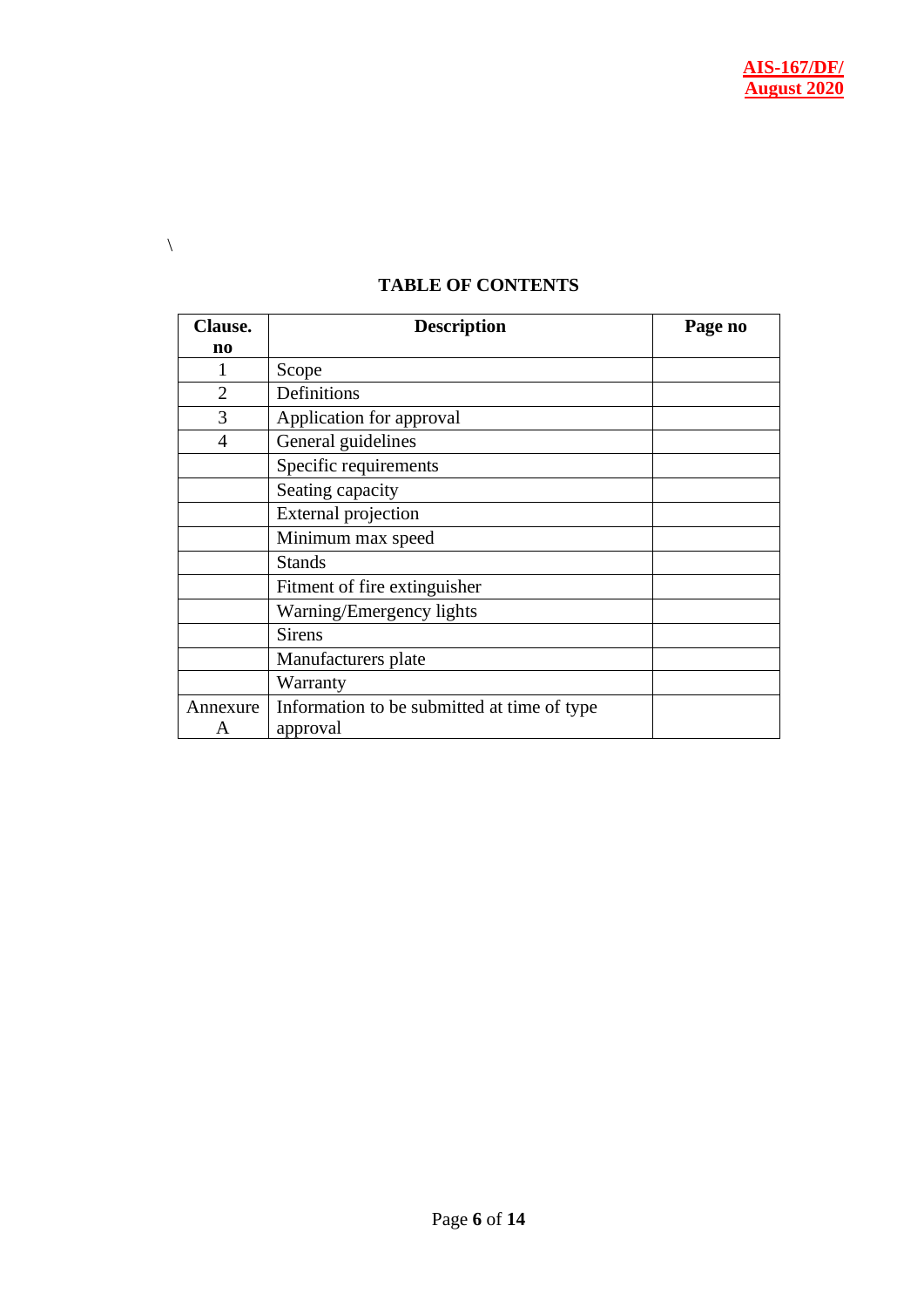\

## TABLE OF CONTENTS

| Clause. no | Description | Page no |
|---|---|---|
| 1 | Scope | |
| 2 | Definitions | |
| 3 | Application for approval | |
| 4 | General guidelines | |
| | Specific requirements | |
| | Seating capacity | |
| | External projection | |
| | Minimum max speed | |
| | Stands | |
| | Fitment of fire extinguisher | |
| | Warning/Emergency lights | |
| | Sirens | |
| | Manufacturers plate | |
| | Warranty | |
| Annexure A | Information to be submitted at time of type approval | |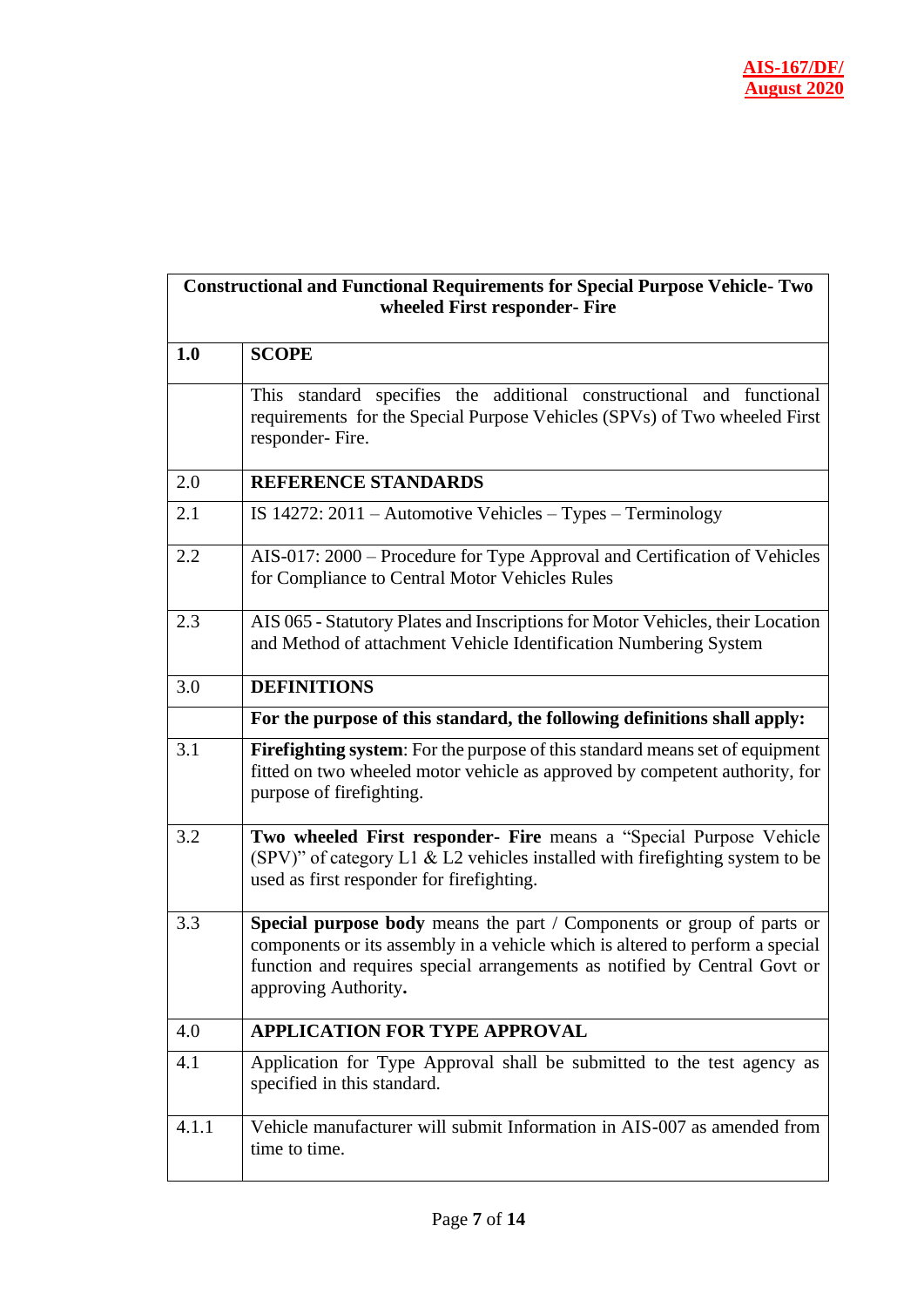| Constructional and Functional Requirements for Special Purpose Vehicle- Two wheeled First responder- Fire | |
|---|---|
| **1.0** | **SCOPE** |
| | This standard specifies the additional constructional and functional requirements for the Special Purpose Vehicles (SPVs) of Two wheeled First responder- Fire. |
| 2.0 | **REFERENCE STANDARDS** |
| 2.1 | IS 14272: 2011 – Automotive Vehicles – Types – Terminology |
| 2.2 | AIS-017: 2000 – Procedure for Type Approval and Certification of Vehicles for Compliance to Central Motor Vehicles Rules |
| 2.3 | AIS 065 - Statutory Plates and Inscriptions for Motor Vehicles, their Location and Method of attachment Vehicle Identification Numbering System |
| 3.0 | **DEFINITIONS** |
| | **For the purpose of this standard, the following definitions shall apply:** |
| 3.1 | **Firefighting system**: For the purpose of this standard means set of equipment fitted on two wheeled motor vehicle as approved by competent authority, for purpose of firefighting. |
| 3.2 | **Two wheeled First responder- Fire** means a "Special Purpose Vehicle (SPV)" of category L1 & L2 vehicles installed with firefighting system to be used as first responder for firefighting. |
| 3.3 | **Special purpose body** means the part / Components or group of parts or components or its assembly in a vehicle which is altered to perform a special function and requires special arrangements as notified by Central Govt or approving Authority**.** |
| 4.0 | **APPLICATION FOR TYPE APPROVAL** |
| 4.1 | Application for Type Approval shall be submitted to the test agency as specified in this standard. |
| 4.1.1 | Vehicle manufacturer will submit Information in AIS-007 as amended from time to time. |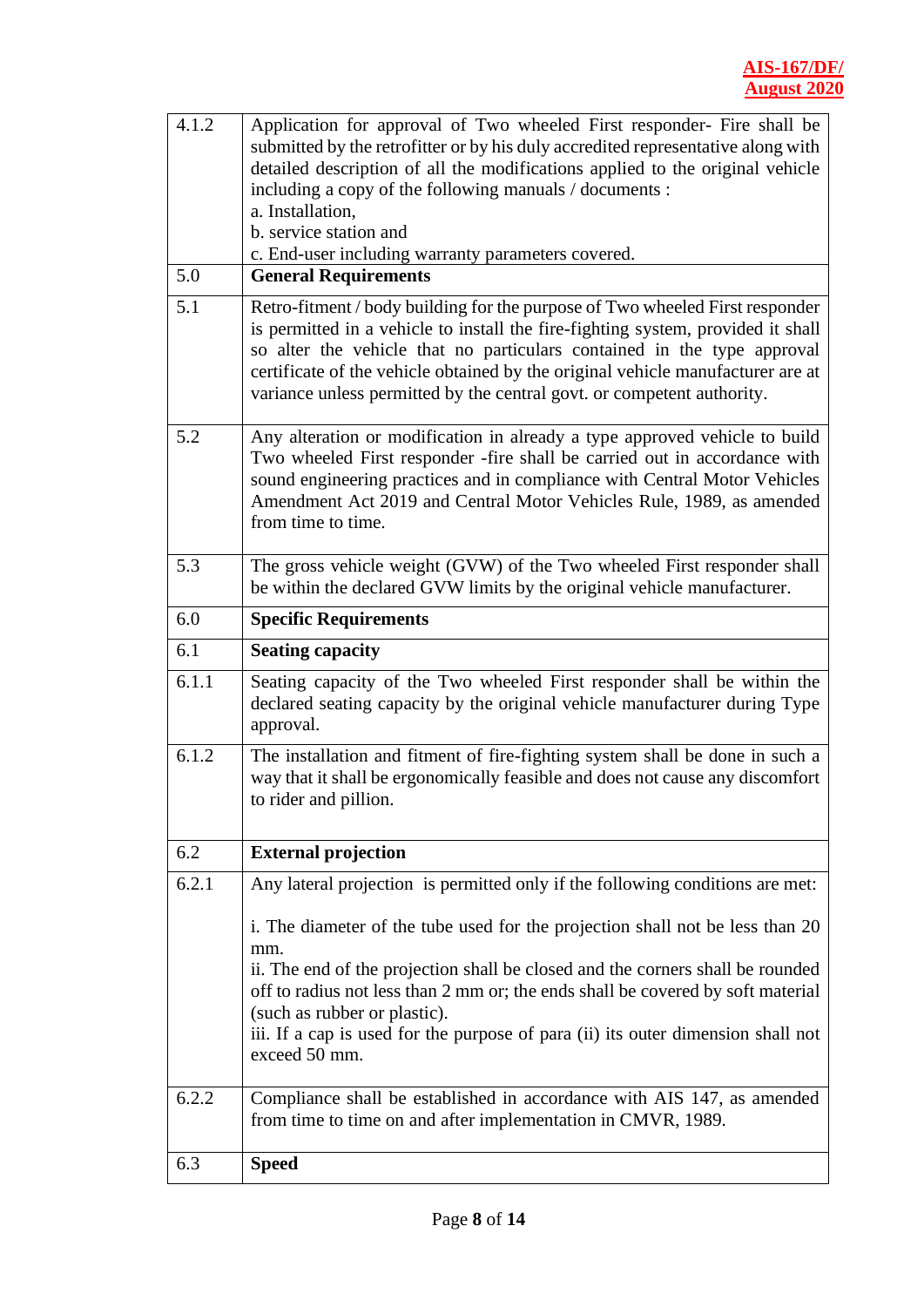| | |
|---|---|
| 4.1.2 | Application for approval of Two wheeled First responder- Fire shall be submitted by the retrofitter or by his duly accredited representative along with detailed description of all the modifications applied to the original vehicle including a copy of the following manuals / documents :<br>a. Installation,<br>b. service station and<br>c. End-user including warranty parameters covered. |
| 5.0 | **General Requirements** |
| 5.1 | Retro-fitment / body building for the purpose of Two wheeled First responder is permitted in a vehicle to install the fire-fighting system, provided it shall so alter the vehicle that no particulars contained in the type approval certificate of the vehicle obtained by the original vehicle manufacturer are at variance unless permitted by the central govt. or competent authority. |
| 5.2 | Any alteration or modification in already a type approved vehicle to build Two wheeled First responder -fire shall be carried out in accordance with sound engineering practices and in compliance with Central Motor Vehicles Amendment Act 2019 and Central Motor Vehicles Rule, 1989, as amended from time to time. |
| 5.3 | The gross vehicle weight (GVW) of the Two wheeled First responder shall be within the declared GVW limits by the original vehicle manufacturer. |
| 6.0 | **Specific Requirements** |
| 6.1 | **Seating capacity** |
| 6.1.1 | Seating capacity of the Two wheeled First responder shall be within the declared seating capacity by the original vehicle manufacturer during Type approval. |
| 6.1.2 | The installation and fitment of fire-fighting system shall be done in such a way that it shall be ergonomically feasible and does not cause any discomfort to rider and pillion. |
| 6.2 | **External projection** |
| 6.2.1 | Any lateral projection is permitted only if the following conditions are met:<br><br>i. The diameter of the tube used for the projection shall not be less than 20 mm.<br>ii. The end of the projection shall be closed and the corners shall be rounded off to radius not less than 2 mm or; the ends shall be covered by soft material (such as rubber or plastic).<br>iii. If a cap is used for the purpose of para (ii) its outer dimension shall not exceed 50 mm. |
| 6.2.2 | Compliance shall be established in accordance with AIS 147, as amended from time to time on and after implementation in CMVR, 1989. |
| 6.3 | **Speed** |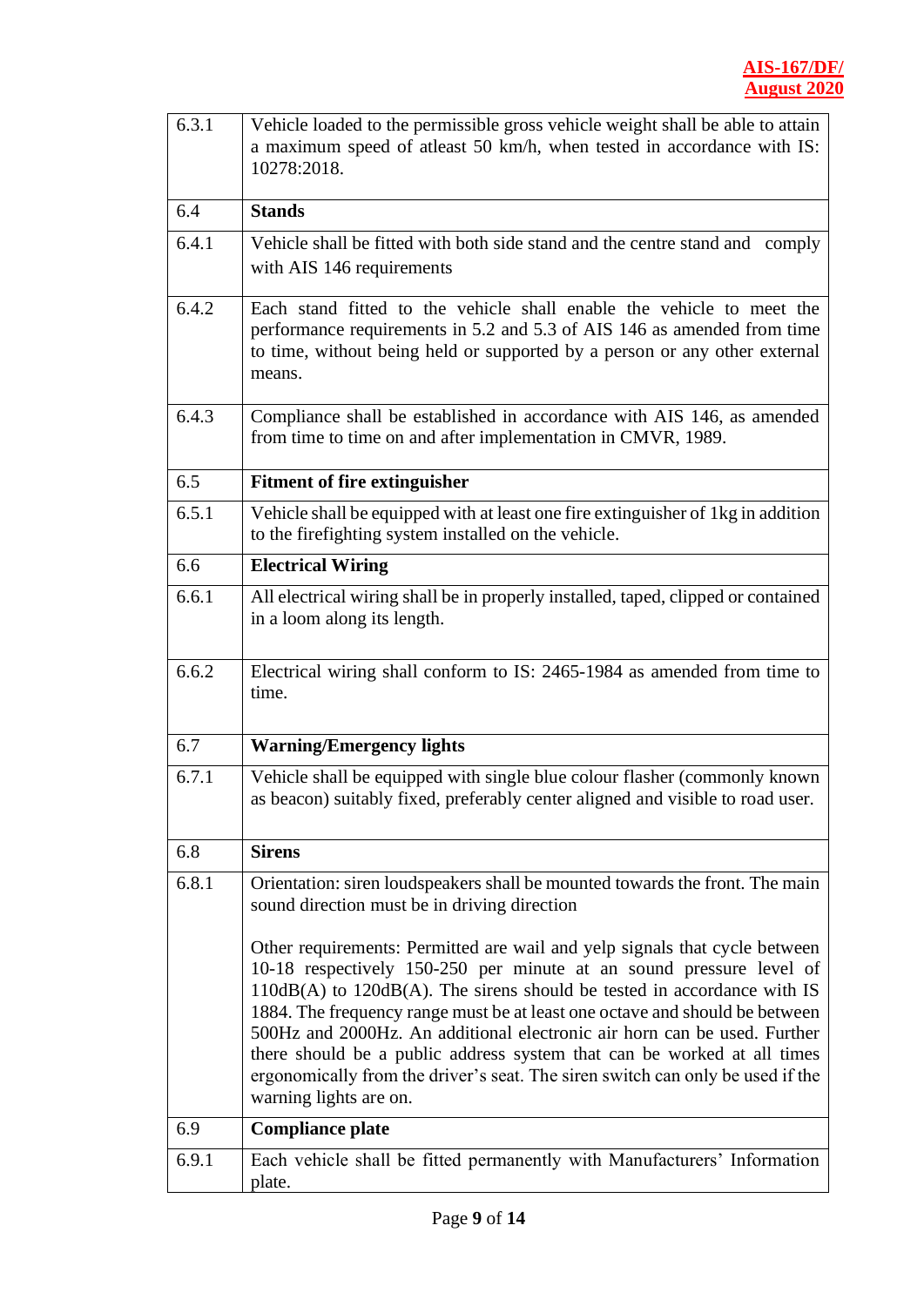| | |
|---|---|
| 6.3.1 | Vehicle loaded to the permissible gross vehicle weight shall be able to attain a maximum speed of atleast 50 km/h, when tested in accordance with IS: 10278:2018. |
| 6.4 | **Stands** |
| 6.4.1 | Vehicle shall be fitted with both side stand and the centre stand and comply with AIS 146 requirements |
| 6.4.2 | Each stand fitted to the vehicle shall enable the vehicle to meet the performance requirements in 5.2 and 5.3 of AIS 146 as amended from time to time, without being held or supported by a person or any other external means. |
| 6.4.3 | Compliance shall be established in accordance with AIS 146, as amended from time to time on and after implementation in CMVR, 1989. |
| 6.5 | **Fitment of fire extinguisher** |
| 6.5.1 | Vehicle shall be equipped with at least one fire extinguisher of 1kg in addition to the firefighting system installed on the vehicle. |
| 6.6 | **Electrical Wiring** |
| 6.6.1 | All electrical wiring shall be in properly installed, taped, clipped or contained in a loom along its length. |
| 6.6.2 | Electrical wiring shall conform to IS: 2465-1984 as amended from time to time. |
| 6.7 | **Warning/Emergency lights** |
| 6.7.1 | Vehicle shall be equipped with single blue colour flasher (commonly known as beacon) suitably fixed, preferably center aligned and visible to road user. |
| 6.8 | **Sirens** |
| 6.8.1 | Orientation: siren loudspeakers shall be mounted towards the front. The main sound direction must be in driving direction<br><br>Other requirements: Permitted are wail and yelp signals that cycle between 10-18 respectively 150-250 per minute at an sound pressure level of 110dB(A) to 120dB(A). The sirens should be tested in accordance with IS 1884. The frequency range must be at least one octave and should be between 500Hz and 2000Hz. An additional electronic air horn can be used. Further there should be a public address system that can be worked at all times ergonomically from the driver's seat. The siren switch can only be used if the warning lights are on. |
| 6.9 | **Compliance plate** |
| 6.9.1 | Each vehicle shall be fitted permanently with Manufacturers' Information plate. |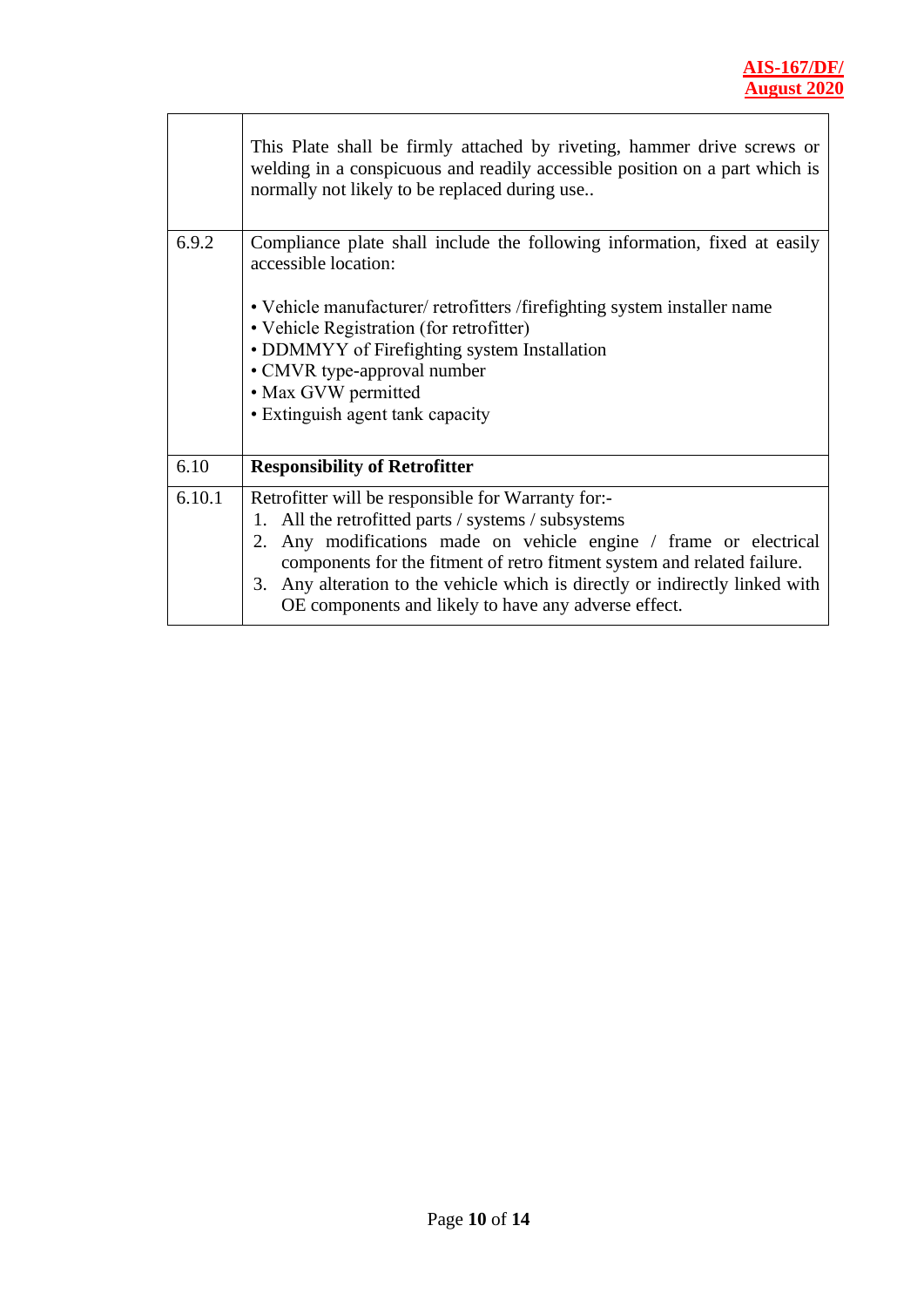|  |  |
|---|---|
|  | This Plate shall be firmly attached by riveting, hammer drive screws or welding in a conspicuous and readily accessible position on a part which is normally not likely to be replaced during use.. |
| 6.9.2 | Compliance plate shall include the following information, fixed at easily accessible location:<br><br>• Vehicle manufacturer/ retrofitters /firefighting system installer name<br>• Vehicle Registration (for retrofitter)<br>• DDMMYY of Firefighting system Installation<br>• CMVR type-approval number<br>• Max GVW permitted<br>• Extinguish agent tank capacity |
| 6.10 | **Responsibility of Retrofitter** |
| 6.10.1 | Retrofitter will be responsible for Warranty for:-<br>1. All the retrofitted parts / systems / subsystems<br>2. Any modifications made on vehicle engine / frame or electrical components for the fitment of retro fitment system and related failure.<br>3. Any alteration to the vehicle which is directly or indirectly linked with OE components and likely to have any adverse effect. |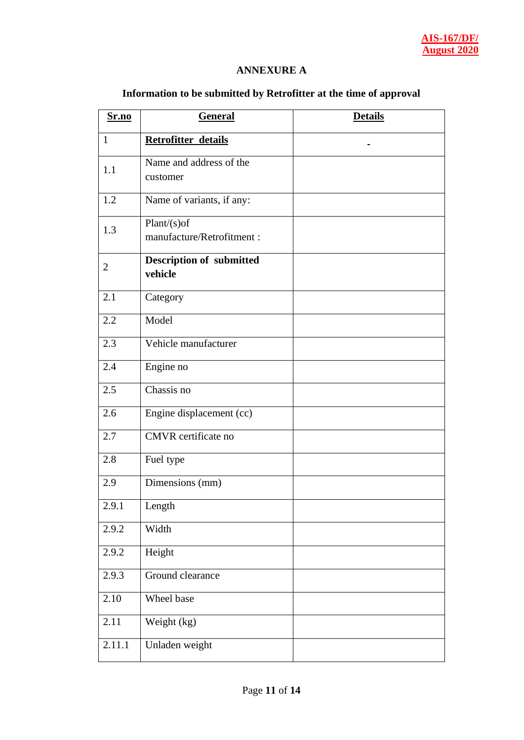## ANNEXURE A

### Information to be submitted by Retrofitter at the time of approval

| **Sr.no** | **General** | **Details** |
|---|---|---|
| 1 | **Retrofitter details** | - |
| 1.1 | Name and address of the customer | |
| 1.2 | Name of variants, if any: | |
| 1.3 | Plant/(s)of manufacture/Retrofitment : | |
| 2 | **Description of submitted vehicle** | |
| 2.1 | Category | |
| 2.2 | Model | |
| 2.3 | Vehicle manufacturer | |
| 2.4 | Engine no | |
| 2.5 | Chassis no | |
| 2.6 | Engine displacement (cc) | |
| 2.7 | CMVR certificate no | |
| 2.8 | Fuel type | |
| 2.9 | Dimensions (mm) | |
| 2.9.1 | Length | |
| 2.9.2 | Width | |
| 2.9.2 | Height | |
| 2.9.3 | Ground clearance | |
| 2.10 | Wheel base | |
| 2.11 | Weight (kg) | |
| 2.11.1 | Unladen weight | |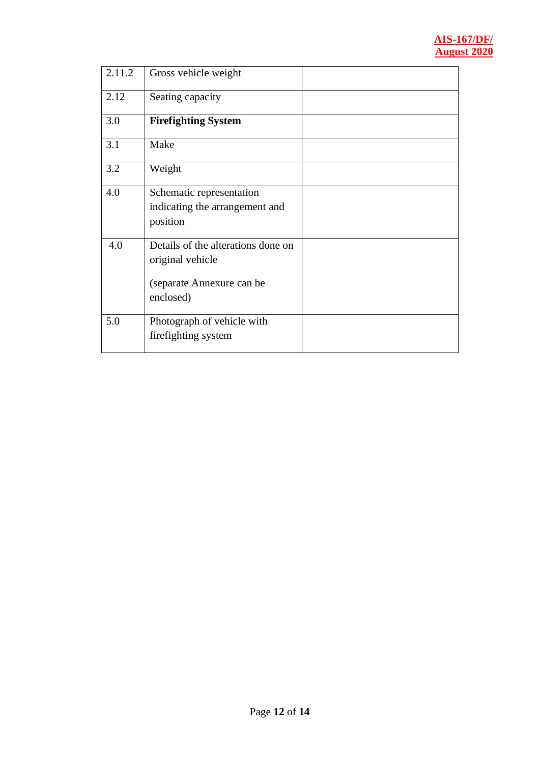| 2.11.2 | Gross vehicle weight | |
|---|---|---|
| 2.12 | Seating capacity | |
| 3.0 | **Firefighting System** | |
| 3.1 | Make | |
| 3.2 | Weight | |
| 4.0 | Schematic representation indicating the arrangement and position | |
| 4.0 | Details of the alterations done on original vehicle<br><br>(separate Annexure can be enclosed) | |
| 5.0 | Photograph of vehicle with firefighting system | |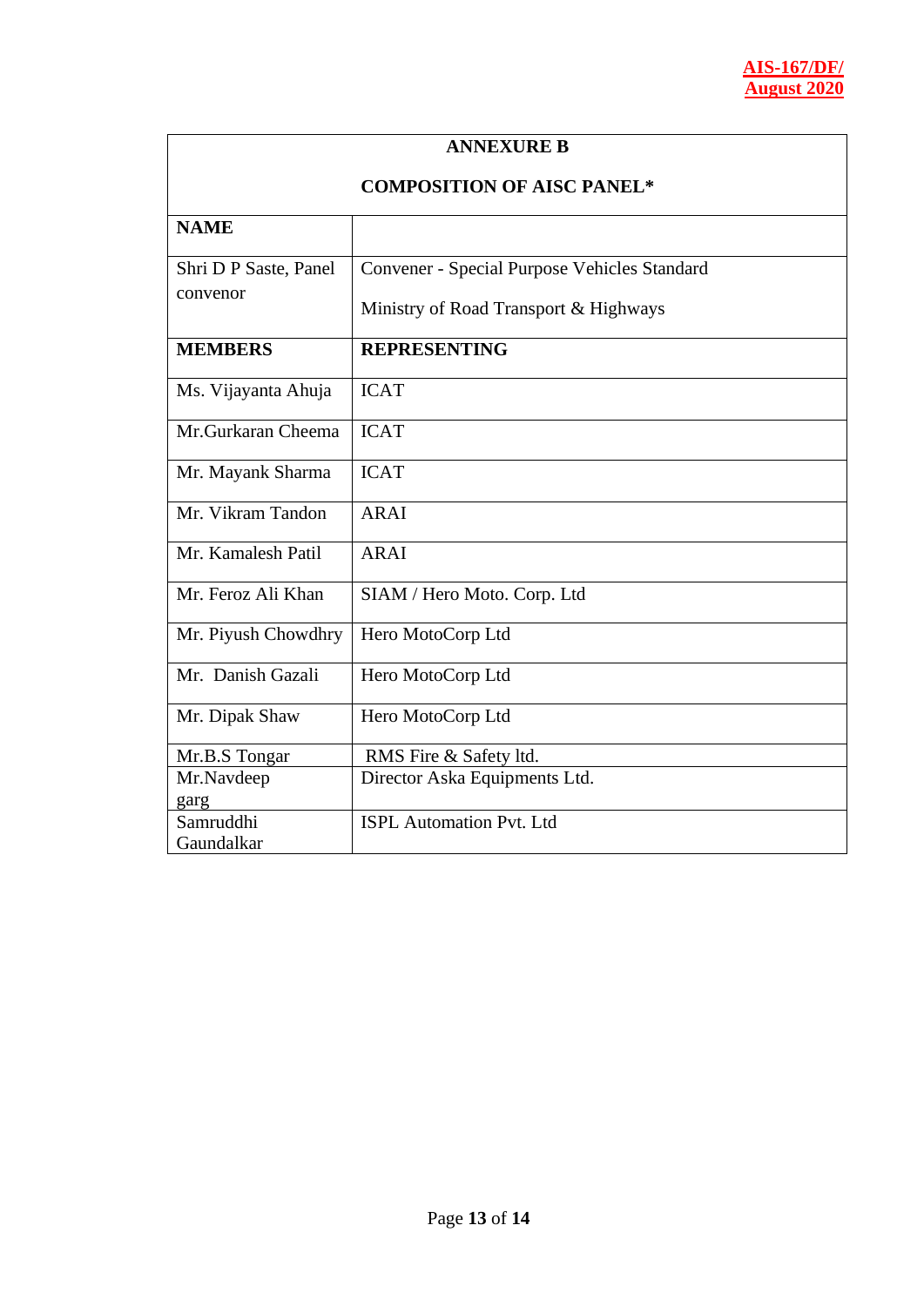## ANNEXURE B

## COMPOSITION OF AISC PANEL*

| NAME | |
|---|---|
| Shri D P Saste, Panel convenor | Convener - Special Purpose Vehicles Standard<br>Ministry of Road Transport & Highways |
| **MEMBERS** | **REPRESENTING** |
| Ms. Vijayanta Ahuja | ICAT |
| Mr.Gurkaran Cheema | ICAT |
| Mr. Mayank Sharma | ICAT |
| Mr. Vikram Tandon | ARAI |
| Mr. Kamalesh Patil | ARAI |
| Mr. Feroz Ali Khan | SIAM / Hero Moto. Corp. Ltd |
| Mr. Piyush Chowdhry | Hero MotoCorp Ltd |
| Mr. Danish Gazali | Hero MotoCorp Ltd |
| Mr. Dipak Shaw | Hero MotoCorp Ltd |
| Mr.B.S Tongar | RMS Fire & Safety ltd. |
| Mr.Navdeep garg | Director Aska Equipments Ltd. |
| Samruddhi Gaundalkar | ISPL Automation Pvt. Ltd |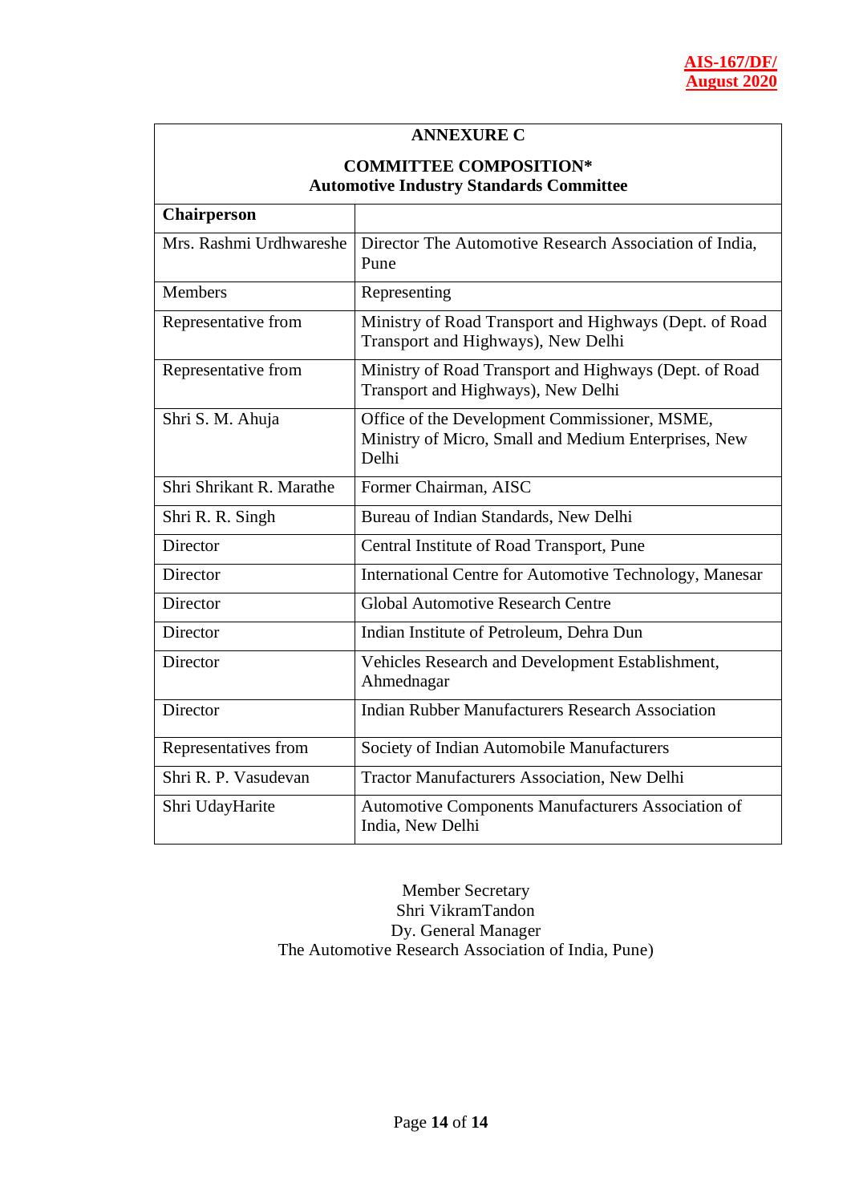AIS-167/DF/
August 2020

## ANNEXURE C

### COMMITTEE COMPOSITION*
### Automotive Industry Standards Committee

| | |
|---|---|
| **Chairperson** | |
| Mrs. Rashmi Urdhwareshe | Director The Automotive Research Association of India, Pune |
| Members | Representing |
| Representative from | Ministry of Road Transport and Highways (Dept. of Road Transport and Highways), New Delhi |
| Representative from | Ministry of Road Transport and Highways (Dept. of Road Transport and Highways), New Delhi |
| Shri S. M. Ahuja | Office of the Development Commissioner, MSME, Ministry of Micro, Small and Medium Enterprises, New Delhi |
| Shri Shrikant R. Marathe | Former Chairman, AISC |
| Shri R. R. Singh | Bureau of Indian Standards, New Delhi |
| Director | Central Institute of Road Transport, Pune |
| Director | International Centre for Automotive Technology, Manesar |
| Director | Global Automotive Research Centre |
| Director | Indian Institute of Petroleum, Dehra Dun |
| Director | Vehicles Research and Development Establishment, Ahmednagar |
| Director | Indian Rubber Manufacturers Research Association |
| Representatives from | Society of Indian Automobile Manufacturers |
| Shri R. P. Vasudevan | Tractor Manufacturers Association, New Delhi |
| Shri UdayHarite | Automotive Components Manufacturers Association of India, New Delhi |

Member Secretary
Shri VikramTandon
Dy. General Manager
The Automotive Research Association of India, Pune)